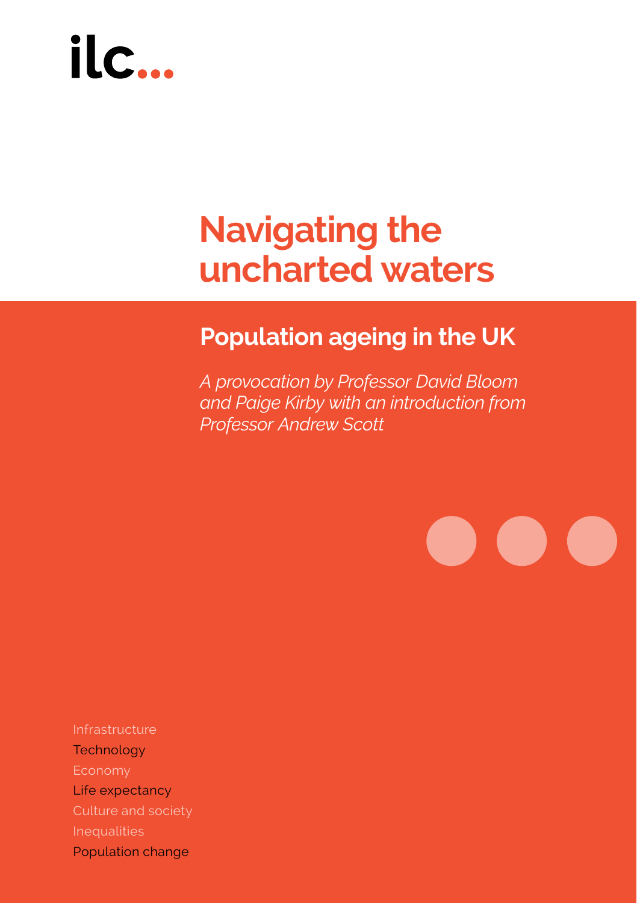ilc...

# Navigating the uncharted waters

## Population ageing in the UK

*A provocation by Professor David Bloom and Paige Kirby with an introduction from Professor Andrew Scott*

Infrastructure
Technology
Economy
Life expectancy
Culture and society
Inequalities
Population change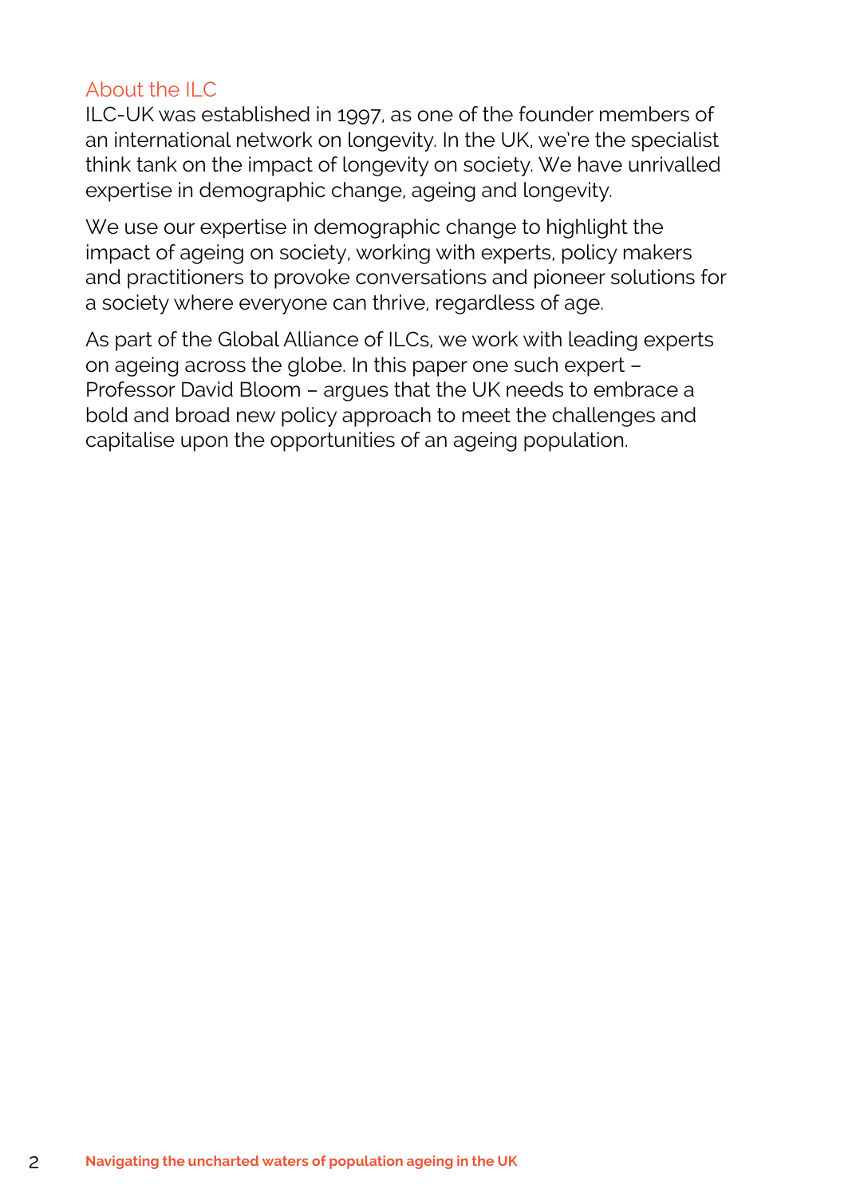## About the ILC

ILC-UK was established in 1997, as one of the founder members of an international network on longevity. In the UK, we're the specialist think tank on the impact of longevity on society. We have unrivalled expertise in demographic change, ageing and longevity.

We use our expertise in demographic change to highlight the impact of ageing on society, working with experts, policy makers and practitioners to provoke conversations and pioneer solutions for a society where everyone can thrive, regardless of age.

As part of the Global Alliance of ILCs, we work with leading experts on ageing across the globe. In this paper one such expert – Professor David Bloom – argues that the UK needs to embrace a bold and broad new policy approach to meet the challenges and capitalise upon the opportunities of an ageing population.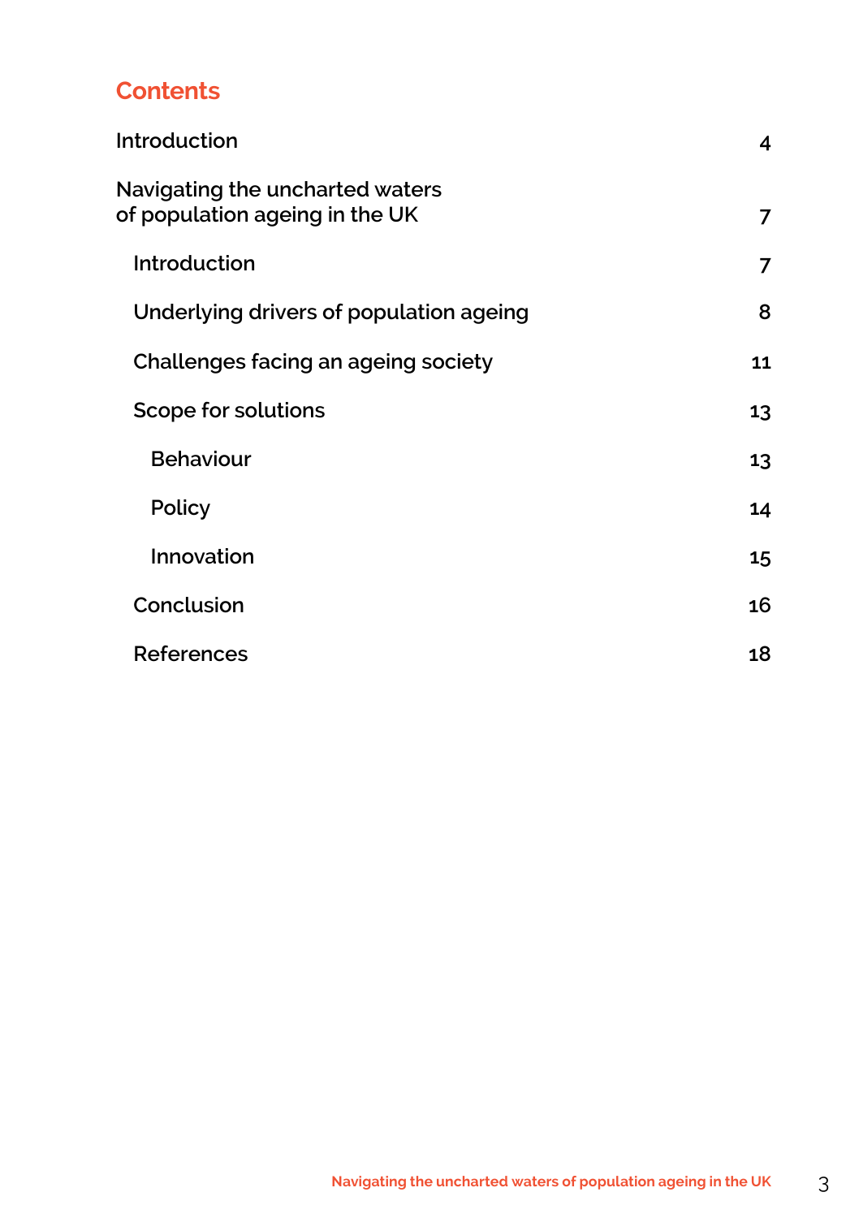## Contents

| | |
|---|---|
| Introduction | 4 |
| Navigating the uncharted waters of population ageing in the UK | 7 |
| Introduction | 7 |
| Underlying drivers of population ageing | 8 |
| Challenges facing an ageing society | 11 |
| Scope for solutions | 13 |
| Behaviour | 13 |
| Policy | 14 |
| Innovation | 15 |
| Conclusion | 16 |
| References | 18 |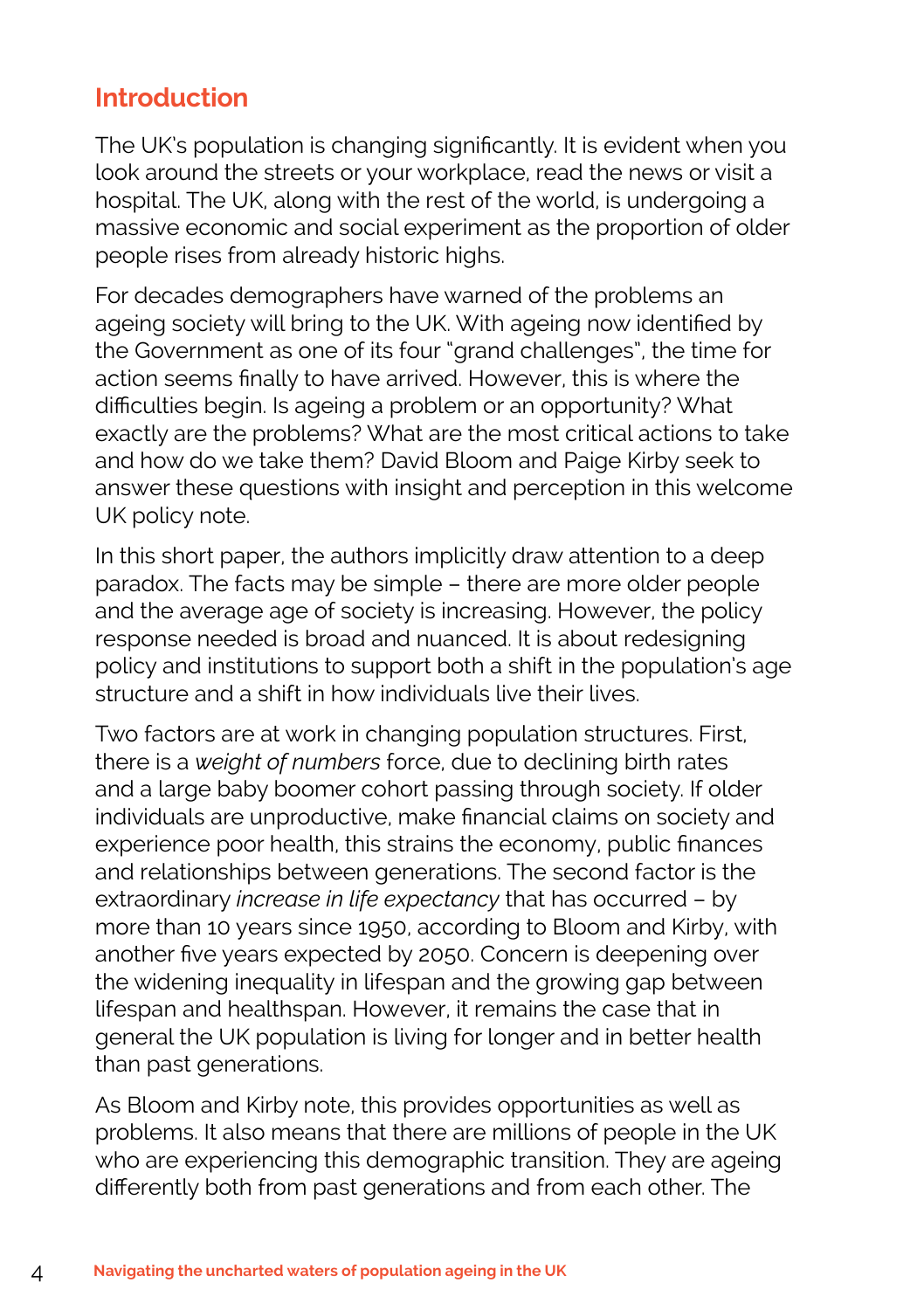## Introduction

The UK's population is changing significantly. It is evident when you look around the streets or your workplace, read the news or visit a hospital. The UK, along with the rest of the world, is undergoing a massive economic and social experiment as the proportion of older people rises from already historic highs.

For decades demographers have warned of the problems an ageing society will bring to the UK. With ageing now identified by the Government as one of its four "grand challenges", the time for action seems finally to have arrived. However, this is where the difficulties begin. Is ageing a problem or an opportunity? What exactly are the problems? What are the most critical actions to take and how do we take them? David Bloom and Paige Kirby seek to answer these questions with insight and perception in this welcome UK policy note.

In this short paper, the authors implicitly draw attention to a deep paradox. The facts may be simple – there are more older people and the average age of society is increasing. However, the policy response needed is broad and nuanced. It is about redesigning policy and institutions to support both a shift in the population's age structure and a shift in how individuals live their lives.

Two factors are at work in changing population structures. First, there is a *weight of numbers* force, due to declining birth rates and a large baby boomer cohort passing through society. If older individuals are unproductive, make financial claims on society and experience poor health, this strains the economy, public finances and relationships between generations. The second factor is the extraordinary *increase in life expectancy* that has occurred – by more than 10 years since 1950, according to Bloom and Kirby, with another five years expected by 2050. Concern is deepening over the widening inequality in lifespan and the growing gap between lifespan and healthspan. However, it remains the case that in general the UK population is living for longer and in better health than past generations.

As Bloom and Kirby note, this provides opportunities as well as problems. It also means that there are millions of people in the UK who are experiencing this demographic transition. They are ageing differently both from past generations and from each other. The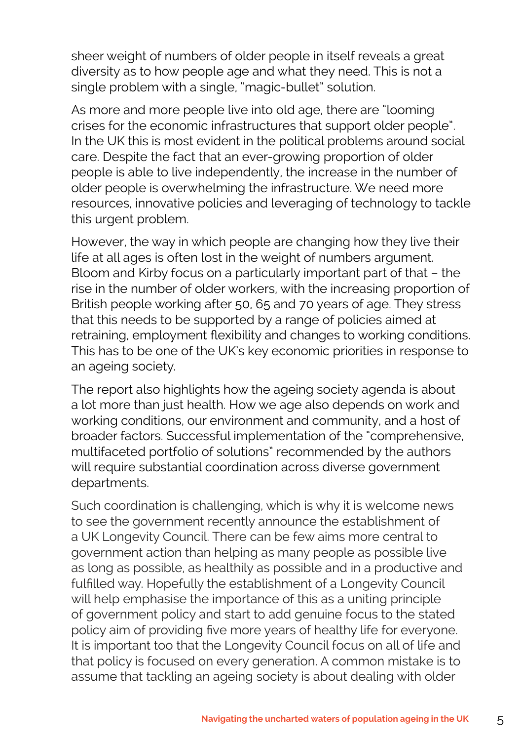sheer weight of numbers of older people in itself reveals a great diversity as to how people age and what they need. This is not a single problem with a single, "magic-bullet" solution.

As more and more people live into old age, there are "looming crises for the economic infrastructures that support older people". In the UK this is most evident in the political problems around social care. Despite the fact that an ever-growing proportion of older people is able to live independently, the increase in the number of older people is overwhelming the infrastructure. We need more resources, innovative policies and leveraging of technology to tackle this urgent problem.

However, the way in which people are changing how they live their life at all ages is often lost in the weight of numbers argument. Bloom and Kirby focus on a particularly important part of that – the rise in the number of older workers, with the increasing proportion of British people working after 50, 65 and 70 years of age. They stress that this needs to be supported by a range of policies aimed at retraining, employment flexibility and changes to working conditions. This has to be one of the UK's key economic priorities in response to an ageing society.

The report also highlights how the ageing society agenda is about a lot more than just health. How we age also depends on work and working conditions, our environment and community, and a host of broader factors. Successful implementation of the "comprehensive, multifaceted portfolio of solutions" recommended by the authors will require substantial coordination across diverse government departments.

Such coordination is challenging, which is why it is welcome news to see the government recently announce the establishment of a UK Longevity Council. There can be few aims more central to government action than helping as many people as possible live as long as possible, as healthily as possible and in a productive and fulfilled way. Hopefully the establishment of a Longevity Council will help emphasise the importance of this as a uniting principle of government policy and start to add genuine focus to the stated policy aim of providing five more years of healthy life for everyone. It is important too that the Longevity Council focus on all of life and that policy is focused on every generation. A common mistake is to assume that tackling an ageing society is about dealing with older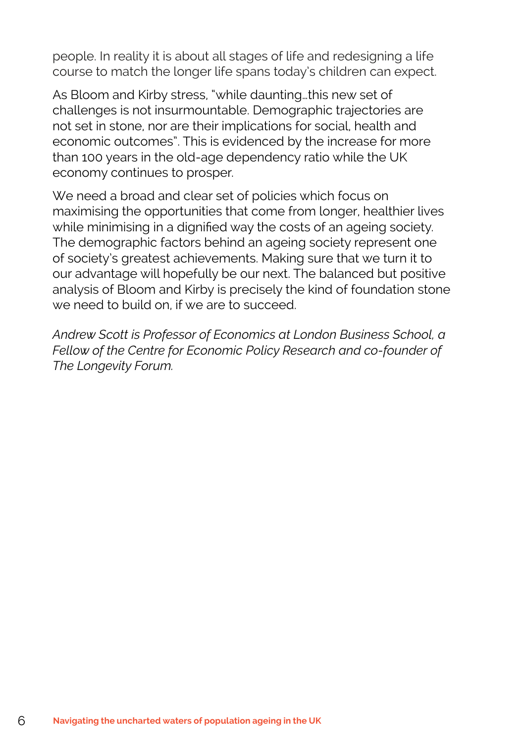people. In reality it is about all stages of life and redesigning a life course to match the longer life spans today's children can expect.

As Bloom and Kirby stress, "while daunting…this new set of challenges is not insurmountable. Demographic trajectories are not set in stone, nor are their implications for social, health and economic outcomes". This is evidenced by the increase for more than 100 years in the old-age dependency ratio while the UK economy continues to prosper.

We need a broad and clear set of policies which focus on maximising the opportunities that come from longer, healthier lives while minimising in a dignified way the costs of an ageing society. The demographic factors behind an ageing society represent one of society's greatest achievements. Making sure that we turn it to our advantage will hopefully be our next. The balanced but positive analysis of Bloom and Kirby is precisely the kind of foundation stone we need to build on, if we are to succeed.

*Andrew Scott is Professor of Economics at London Business School, a Fellow of the Centre for Economic Policy Research and co-founder of The Longevity Forum.*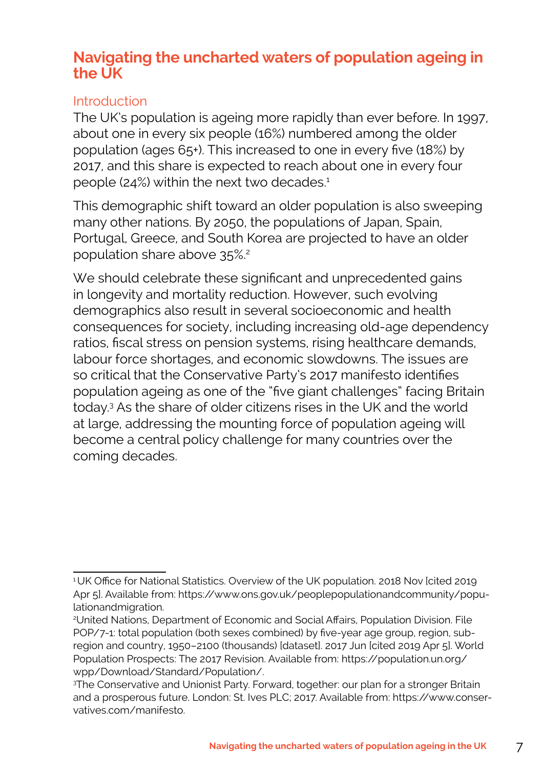## Navigating the uncharted waters of population ageing in the UK

### Introduction

The UK's population is ageing more rapidly than ever before. In 1997, about one in every six people (16%) numbered among the older population (ages 65+). This increased to one in every five (18%) by 2017, and this share is expected to reach about one in every four people (24%) within the next two decades.[1]

This demographic shift toward an older population is also sweeping many other nations. By 2050, the populations of Japan, Spain, Portugal, Greece, and South Korea are projected to have an older population share above 35%.[2]

We should celebrate these significant and unprecedented gains in longevity and mortality reduction. However, such evolving demographics also result in several socioeconomic and health consequences for society, including increasing old-age dependency ratios, fiscal stress on pension systems, rising healthcare demands, labour force shortages, and economic slowdowns. The issues are so critical that the Conservative Party's 2017 manifesto identifies population ageing as one of the "five giant challenges" facing Britain today.[3] As the share of older citizens rises in the UK and the world at large, addressing the mounting force of population ageing will become a central policy challenge for many countries over the coming decades.

---

[1] UK Office for National Statistics. Overview of the UK population. 2018 Nov [cited 2019 Apr 5]. Available from: https://www.ons.gov.uk/peoplepopulationandcommunity/populationandmigration.

[2] United Nations, Department of Economic and Social Affairs, Population Division. File POP/7-1: total population (both sexes combined) by five-year age group, region, subregion and country, 1950–2100 (thousands) [dataset]. 2017 Jun [cited 2019 Apr 5]. World Population Prospects: The 2017 Revision. Available from: https://population.un.org/wpp/Download/Standard/Population/.

[3] The Conservative and Unionist Party. Forward, together: our plan for a stronger Britain and a prosperous future. London: St. Ives PLC; 2017. Available from: https://www.conservatives.com/manifesto.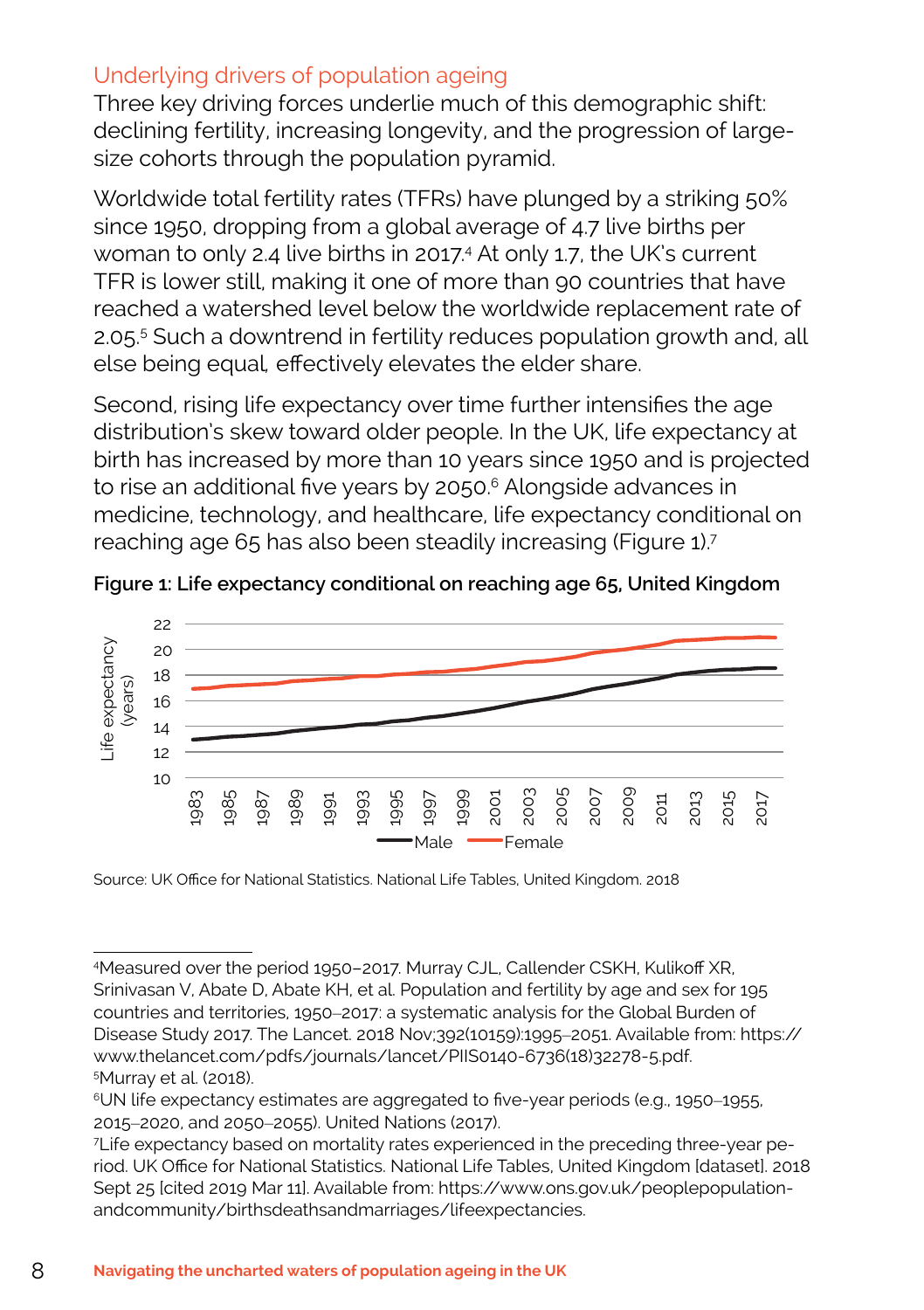## Underlying drivers of population ageing

Three key driving forces underlie much of this demographic shift: declining fertility, increasing longevity, and the progression of large-size cohorts through the population pyramid.

Worldwide total fertility rates (TFRs) have plunged by a striking 50% since 1950, dropping from a global average of 4.7 live births per woman to only 2.4 live births in 2017.[4] At only 1.7, the UK's current TFR is lower still, making it one of more than 90 countries that have reached a watershed level below the worldwide replacement rate of 2.05.[5] Such a downtrend in fertility reduces population growth and, all else being equal, effectively elevates the elder share.

Second, rising life expectancy over time further intensifies the age distribution's skew toward older people. In the UK, life expectancy at birth has increased by more than 10 years since 1950 and is projected to rise an additional five years by 2050.[6] Alongside advances in medicine, technology, and healthcare, life expectancy conditional on reaching age 65 has also been steadily increasing (Figure 1).[7]

**Figure 1: Life expectancy conditional on reaching age 65, United Kingdom**

Source: UK Office for National Statistics. National Life Tables, United Kingdom. 2018

---

[4]Measured over the period 1950–2017. Murray CJL, Callender CSKH, Kulikoff XR, Srinivasan V, Abate D, Abate KH, et al. Population and fertility by age and sex for 195 countries and territories, 1950–2017: a systematic analysis for the Global Burden of Disease Study 2017. The Lancet. 2018 Nov;392(10159):1995–2051. Available from: https://www.thelancet.com/pdfs/journals/lancet/PIIS0140-6736(18)32278-5.pdf.

[5]Murray et al. (2018).

[6]UN life expectancy estimates are aggregated to five-year periods (e.g., 1950–1955, 2015–2020, and 2050–2055). United Nations (2017).

[7]Life expectancy based on mortality rates experienced in the preceding three-year period. UK Office for National Statistics. National Life Tables, United Kingdom [dataset]. 2018 Sept 25 [cited 2019 Mar 11]. Available from: https://www.ons.gov.uk/peoplepopulationandcommunity/birthsdeathsandmarriages/lifeexpectancies.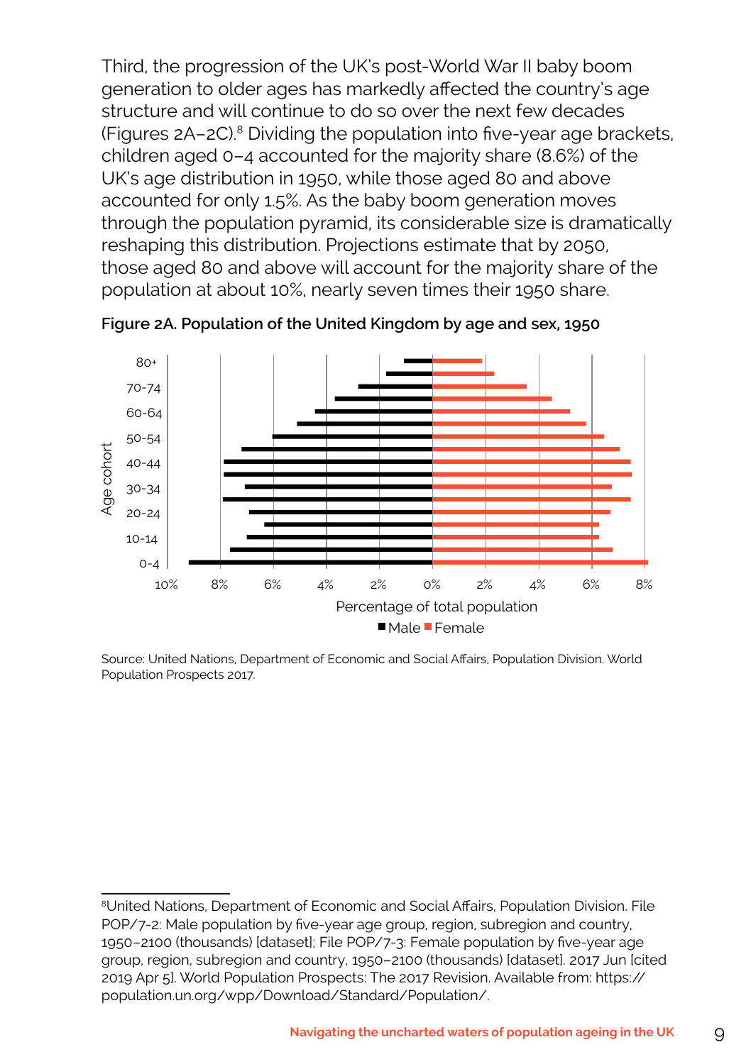Third, the progression of the UK's post-World War II baby boom generation to older ages has markedly affected the country's age structure and will continue to do so over the next few decades (Figures 2A–2C).[8] Dividing the population into five-year age brackets, children aged 0–4 accounted for the majority share (8.6%) of the UK's age distribution in 1950, while those aged 80 and above accounted for only 1.5%. As the baby boom generation moves through the population pyramid, its considerable size is dramatically reshaping this distribution. Projections estimate that by 2050, those aged 80 and above will account for the majority share of the population at about 10%, nearly seven times their 1950 share.

**Figure 2A. Population of the United Kingdom by age and sex, 1950**

Source: United Nations, Department of Economic and Social Affairs, Population Division. World Population Prospects 2017.

---

[8]United Nations, Department of Economic and Social Affairs, Population Division. File POP/7-2: Male population by five-year age group, region, subregion and country, 1950–2100 (thousands) [dataset]; File POP/7-3: Female population by five-year age group, region, subregion and country, 1950–2100 (thousands) [dataset]. 2017 Jun [cited 2019 Apr 5]. World Population Prospects: The 2017 Revision. Available from: https://population.un.org/wpp/Download/Standard/Population/.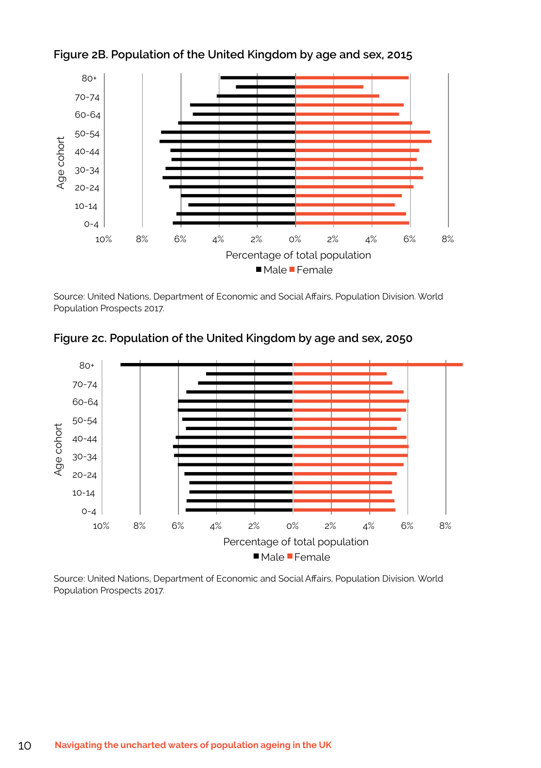### Figure 2B. Population of the United Kingdom by age and sex, 2015

Source: United Nations, Department of Economic and Social Affairs, Population Division. World Population Prospects 2017.

### Figure 2c. Population of the United Kingdom by age and sex, 2050

Source: United Nations, Department of Economic and Social Affairs, Population Division. World Population Prospects 2017.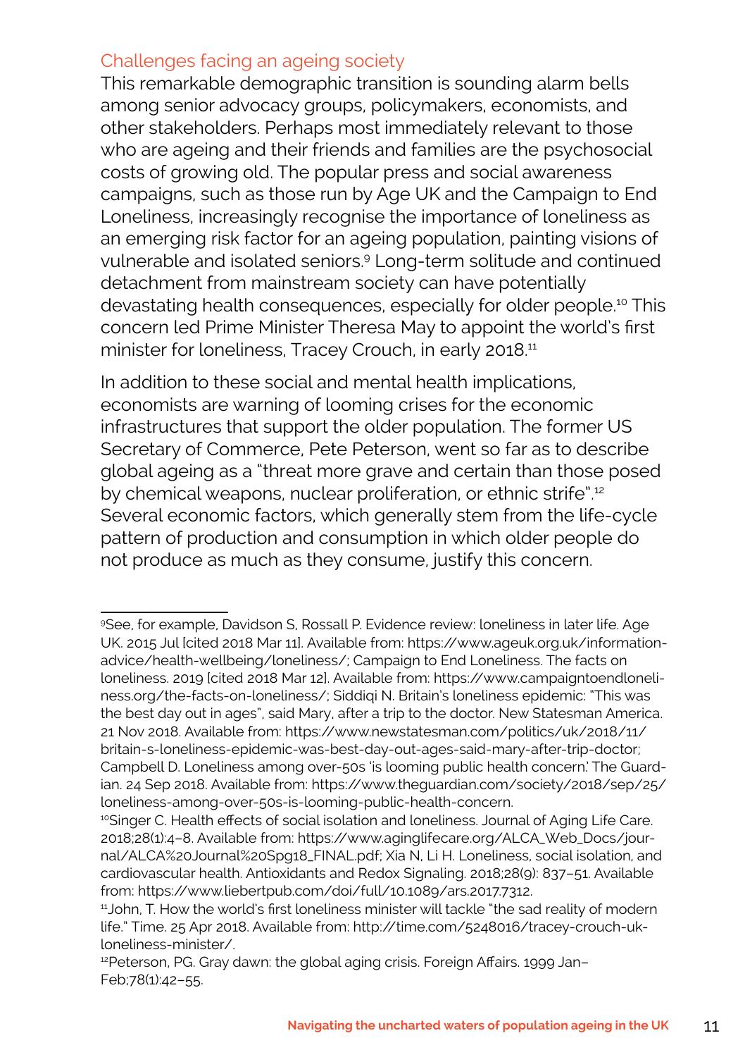## Challenges facing an ageing society

This remarkable demographic transition is sounding alarm bells among senior advocacy groups, policymakers, economists, and other stakeholders. Perhaps most immediately relevant to those who are ageing and their friends and families are the psychosocial costs of growing old. The popular press and social awareness campaigns, such as those run by Age UK and the Campaign to End Loneliness, increasingly recognise the importance of loneliness as an emerging risk factor for an ageing population, painting visions of vulnerable and isolated seniors.[9] Long-term solitude and continued detachment from mainstream society can have potentially devastating health consequences, especially for older people.[10] This concern led Prime Minister Theresa May to appoint the world's first minister for loneliness, Tracey Crouch, in early 2018.[11]

In addition to these social and mental health implications, economists are warning of looming crises for the economic infrastructures that support the older population. The former US Secretary of Commerce, Pete Peterson, went so far as to describe global ageing as a "threat more grave and certain than those posed by chemical weapons, nuclear proliferation, or ethnic strife".[12] Several economic factors, which generally stem from the life-cycle pattern of production and consumption in which older people do not produce as much as they consume, justify this concern.

---

[9] See, for example, Davidson S, Rossall P. Evidence review: loneliness in later life. Age UK. 2015 Jul [cited 2018 Mar 11]. Available from: https://www.ageuk.org.uk/information-advice/health-wellbeing/loneliness/; Campaign to End Loneliness. The facts on loneliness. 2019 [cited 2018 Mar 12]. Available from: https://www.campaigntoendloneliness.org/the-facts-on-loneliness/; Siddiqi N. Britain's loneliness epidemic: "This was the best day out in ages", said Mary, after a trip to the doctor. New Statesman America. 21 Nov 2018. Available from: https://www.newstatesman.com/politics/uk/2018/11/britain-s-loneliness-epidemic-was-best-day-out-ages-said-mary-after-trip-doctor; Campbell D. Loneliness among over-50s 'is looming public health concern.' The Guardian. 24 Sep 2018. Available from: https://www.theguardian.com/society/2018/sep/25/loneliness-among-over-50s-is-looming-public-health-concern.

[10] Singer C. Health effects of social isolation and loneliness. Journal of Aging Life Care. 2018;28(1):4–8. Available from: https://www.aginglifecare.org/ALCA_Web_Docs/journal/ALCA%20Journal%20Spg18_FINAL.pdf; Xia N, Li H. Loneliness, social isolation, and cardiovascular health. Antioxidants and Redox Signaling. 2018;28(9): 837–51. Available from: https://www.liebertpub.com/doi/full/10.1089/ars.2017.7312.

[11] John, T. How the world's first loneliness minister will tackle "the sad reality of modern life." Time. 25 Apr 2018. Available from: http://time.com/5248016/tracey-crouch-uk-loneliness-minister/.

[12] Peterson, PG. Gray dawn: the global aging crisis. Foreign Affairs. 1999 Jan–Feb;78(1):42–55.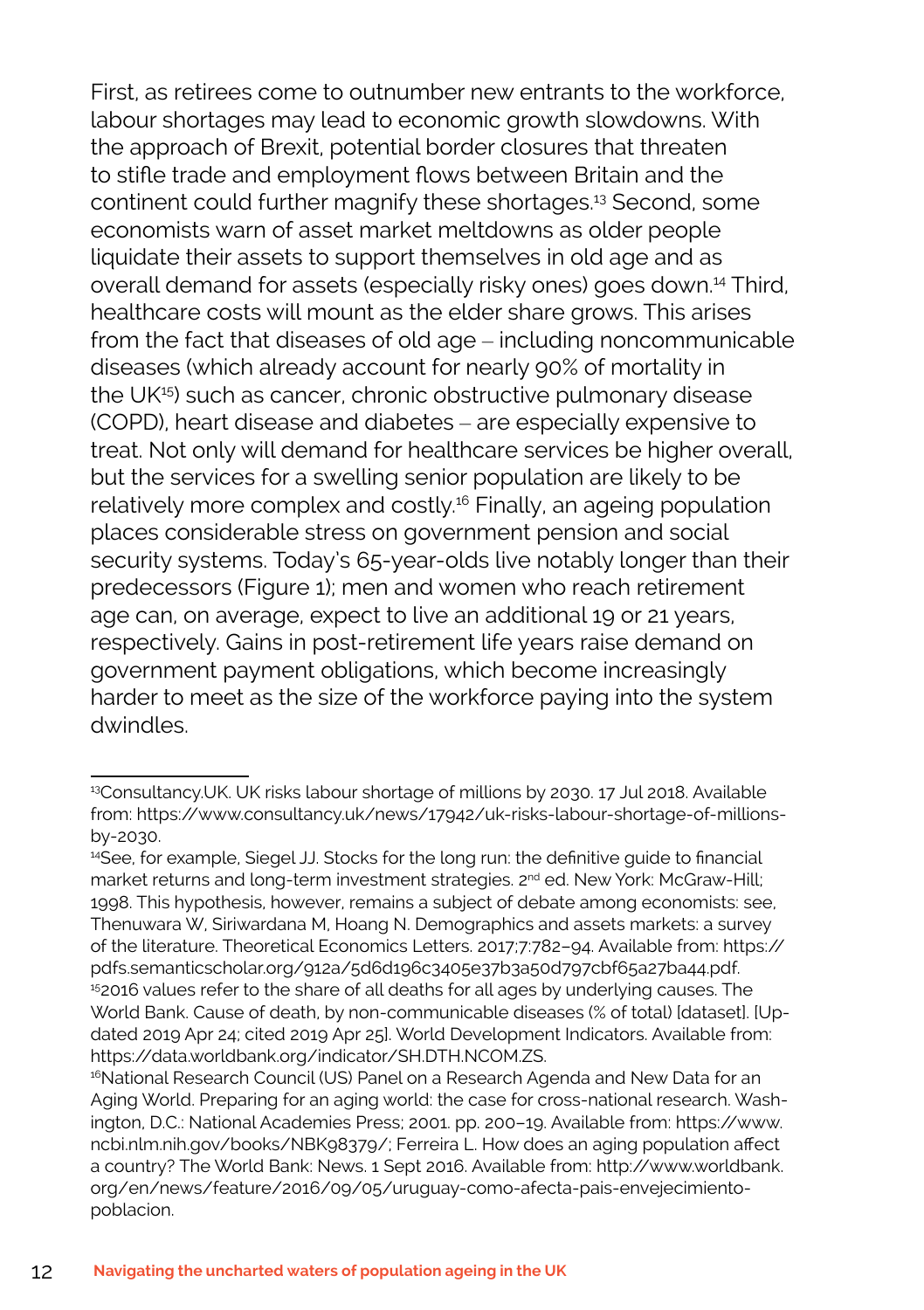First, as retirees come to outnumber new entrants to the workforce, labour shortages may lead to economic growth slowdowns. With the approach of Brexit, potential border closures that threaten to stifle trade and employment flows between Britain and the continent could further magnify these shortages.[13] Second, some economists warn of asset market meltdowns as older people liquidate their assets to support themselves in old age and as overall demand for assets (especially risky ones) goes down.[14] Third, healthcare costs will mount as the elder share grows. This arises from the fact that diseases of old age – including noncommunicable diseases (which already account for nearly 90% of mortality in the UK[15]) such as cancer, chronic obstructive pulmonary disease (COPD), heart disease and diabetes – are especially expensive to treat. Not only will demand for healthcare services be higher overall, but the services for a swelling senior population are likely to be relatively more complex and costly.[16] Finally, an ageing population places considerable stress on government pension and social security systems. Today's 65-year-olds live notably longer than their predecessors (Figure 1); men and women who reach retirement age can, on average, expect to live an additional 19 or 21 years, respectively. Gains in post-retirement life years raise demand on government payment obligations, which become increasingly harder to meet as the size of the workforce paying into the system dwindles.

---

[13] Consultancy.UK. UK risks labour shortage of millions by 2030. 17 Jul 2018. Available from: https://www.consultancy.uk/news/17942/uk-risks-labour-shortage-of-millions-by-2030.

[14] See, for example, Siegel JJ. Stocks for the long run: the definitive guide to financial market returns and long-term investment strategies. 2nd ed. New York: McGraw-Hill; 1998. This hypothesis, however, remains a subject of debate among economists: see, Thenuwara W, Siriwardana M, Hoang N. Demographics and assets markets: a survey of the literature. Theoretical Economics Letters. 2017;7:782–94. Available from: https://pdfs.semanticscholar.org/912a/5d6d196c3405e37b3a50d797cbf65a27ba44.pdf.

[15] 2016 values refer to the share of all deaths for all ages by underlying causes. The World Bank. Cause of death, by non-communicable diseases (% of total) [dataset]. [Updated 2019 Apr 24; cited 2019 Apr 25]. World Development Indicators. Available from: https://data.worldbank.org/indicator/SH.DTH.NCOM.ZS.

[16] National Research Council (US) Panel on a Research Agenda and New Data for an Aging World. Preparing for an aging world: the case for cross-national research. Washington, D.C.: National Academies Press; 2001. pp. 200–19. Available from: https://www.ncbi.nlm.nih.gov/books/NBK98379/; Ferreira L. How does an aging population affect a country? The World Bank: News. 1 Sept 2016. Available from: http://www.worldbank.org/en/news/feature/2016/09/05/uruguay-como-afecta-pais-envejecimiento-poblacion.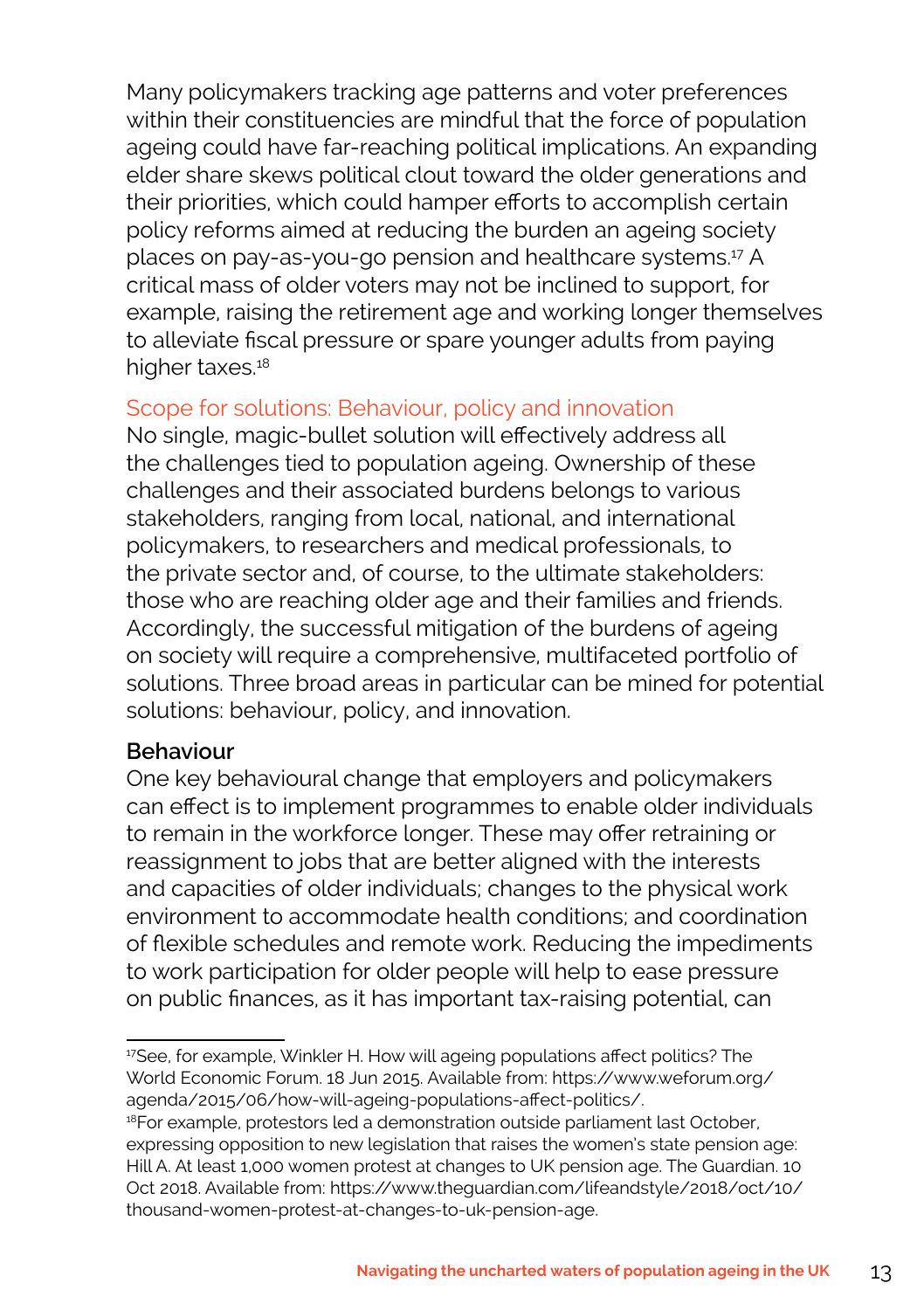Many policymakers tracking age patterns and voter preferences within their constituencies are mindful that the force of population ageing could have far-reaching political implications. An expanding elder share skews political clout toward the older generations and their priorities, which could hamper efforts to accomplish certain policy reforms aimed at reducing the burden an ageing society places on pay-as-you-go pension and healthcare systems.[17] A critical mass of older voters may not be inclined to support, for example, raising the retirement age and working longer themselves to alleviate fiscal pressure or spare younger adults from paying higher taxes.[18]

## Scope for solutions: Behaviour, policy and innovation

No single, magic-bullet solution will effectively address all the challenges tied to population ageing. Ownership of these challenges and their associated burdens belongs to various stakeholders, ranging from local, national, and international policymakers, to researchers and medical professionals, to the private sector and, of course, to the ultimate stakeholders: those who are reaching older age and their families and friends. Accordingly, the successful mitigation of the burdens of ageing on society will require a comprehensive, multifaceted portfolio of solutions. Three broad areas in particular can be mined for potential solutions: behaviour, policy, and innovation.

### Behaviour

One key behavioural change that employers and policymakers can effect is to implement programmes to enable older individuals to remain in the workforce longer. These may offer retraining or reassignment to jobs that are better aligned with the interests and capacities of older individuals; changes to the physical work environment to accommodate health conditions; and coordination of flexible schedules and remote work. Reducing the impediments to work participation for older people will help to ease pressure on public finances, as it has important tax-raising potential, can

---

[17] See, for example, Winkler H. How will ageing populations affect politics? The World Economic Forum. 18 Jun 2015. Available from: https://www.weforum.org/agenda/2015/06/how-will-ageing-populations-affect-politics/.

[18] For example, protestors led a demonstration outside parliament last October, expressing opposition to new legislation that raises the women's state pension age: Hill A. At least 1,000 women protest at changes to UK pension age. The Guardian. 10 Oct 2018. Available from: https://www.theguardian.com/lifeandstyle/2018/oct/10/thousand-women-protest-at-changes-to-uk-pension-age.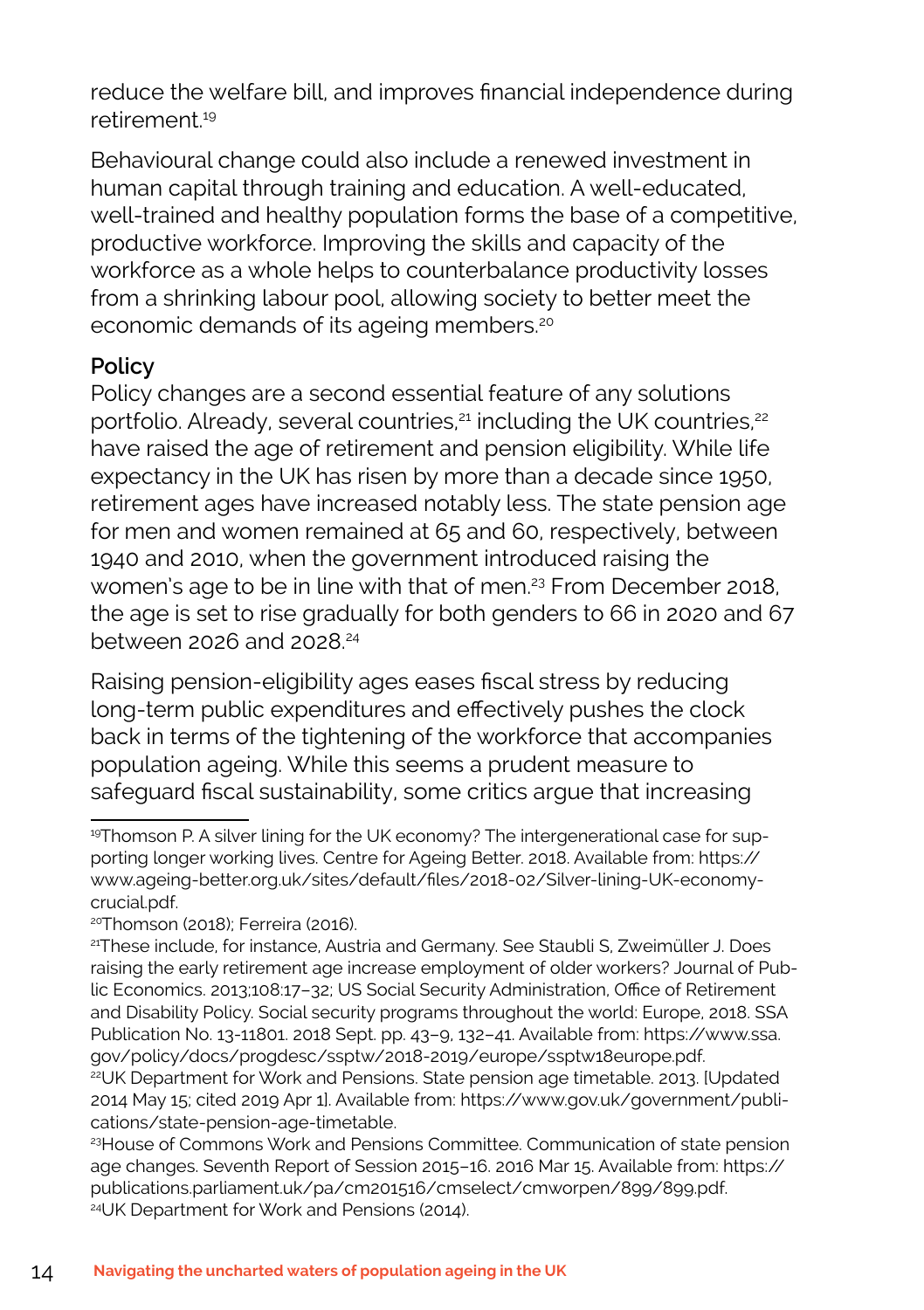reduce the welfare bill, and improves financial independence during retirement.[19]

Behavioural change could also include a renewed investment in human capital through training and education. A well-educated, well-trained and healthy population forms the base of a competitive, productive workforce. Improving the skills and capacity of the workforce as a whole helps to counterbalance productivity losses from a shrinking labour pool, allowing society to better meet the economic demands of its ageing members.[20]

**Policy**

Policy changes are a second essential feature of any solutions portfolio. Already, several countries,[21] including the UK countries,[22] have raised the age of retirement and pension eligibility. While life expectancy in the UK has risen by more than a decade since 1950, retirement ages have increased notably less. The state pension age for men and women remained at 65 and 60, respectively, between 1940 and 2010, when the government introduced raising the women's age to be in line with that of men.[23] From December 2018, the age is set to rise gradually for both genders to 66 in 2020 and 67 between 2026 and 2028.[24]

Raising pension-eligibility ages eases fiscal stress by reducing long-term public expenditures and effectively pushes the clock back in terms of the tightening of the workforce that accompanies population ageing. While this seems a prudent measure to safeguard fiscal sustainability, some critics argue that increasing

---

[19] Thomson P. A silver lining for the UK economy? The intergenerational case for supporting longer working lives. Centre for Ageing Better. 2018. Available from: https://www.ageing-better.org.uk/sites/default/files/2018-02/Silver-lining-UK-economy-crucial.pdf.

[20] Thomson (2018); Ferreira (2016).

[21] These include, for instance, Austria and Germany. See Staubli S, Zweimüller J. Does raising the early retirement age increase employment of older workers? Journal of Public Economics. 2013;108:17–32; US Social Security Administration, Office of Retirement and Disability Policy. Social security programs throughout the world: Europe, 2018. SSA Publication No. 13-11801. 2018 Sept. pp. 43–9, 132–41. Available from: https://www.ssa.gov/policy/docs/progdesc/ssptw/2018-2019/europe/ssptw18europe.pdf.

[22] UK Department for Work and Pensions. State pension age timetable. 2013. [Updated 2014 May 15; cited 2019 Apr 1]. Available from: https://www.gov.uk/government/publications/state-pension-age-timetable.

[23] House of Commons Work and Pensions Committee. Communication of state pension age changes. Seventh Report of Session 2015–16. 2016 Mar 15. Available from: https://publications.parliament.uk/pa/cm201516/cmselect/cmworpen/899/899.pdf.

[24] UK Department for Work and Pensions (2014).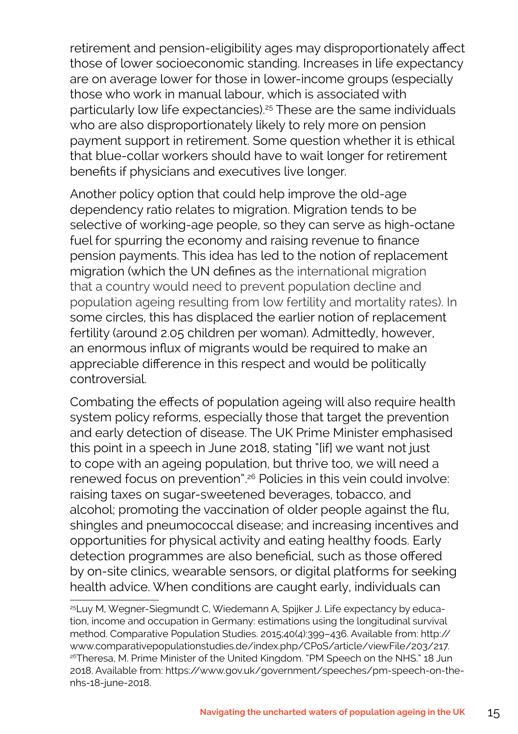retirement and pension-eligibility ages may disproportionately affect those of lower socioeconomic standing. Increases in life expectancy are on average lower for those in lower-income groups (especially those who work in manual labour, which is associated with particularly low life expectancies).[25] These are the same individuals who are also disproportionately likely to rely more on pension payment support in retirement. Some question whether it is ethical that blue-collar workers should have to wait longer for retirement benefits if physicians and executives live longer.

Another policy option that could help improve the old-age dependency ratio relates to migration. Migration tends to be selective of working-age people, so they can serve as high-octane fuel for spurring the economy and raising revenue to finance pension payments. This idea has led to the notion of replacement migration (which the UN defines as the international migration that a country would need to prevent population decline and population ageing resulting from low fertility and mortality rates). In some circles, this has displaced the earlier notion of replacement fertility (around 2.05 children per woman). Admittedly, however, an enormous influx of migrants would be required to make an appreciable difference in this respect and would be politically controversial.

Combating the effects of population ageing will also require health system policy reforms, especially those that target the prevention and early detection of disease. The UK Prime Minister emphasised this point in a speech in June 2018, stating "[if] we want not just to cope with an ageing population, but thrive too, we will need a renewed focus on prevention".[26] Policies in this vein could involve: raising taxes on sugar-sweetened beverages, tobacco, and alcohol; promoting the vaccination of older people against the flu, shingles and pneumococcal disease; and increasing incentives and opportunities for physical activity and eating healthy foods. Early detection programmes are also beneficial, such as those offered by on-site clinics, wearable sensors, or digital platforms for seeking health advice. When conditions are caught early, individuals can

---

[25] Luy M, Wegner-Siegmundt C, Wiedemann A, Spijker J. Life expectancy by education, income and occupation in Germany: estimations using the longitudinal survival method. Comparative Population Studies. 2015;40(4):399–436. Available from: http://www.comparativepopulationstudies.de/index.php/CPoS/article/viewFile/203/217.

[26] Theresa, M. Prime Minister of the United Kingdom. "PM Speech on the NHS." 18 Jun 2018. Available from: https://www.gov.uk/government/speeches/pm-speech-on-the-nhs-18-june-2018.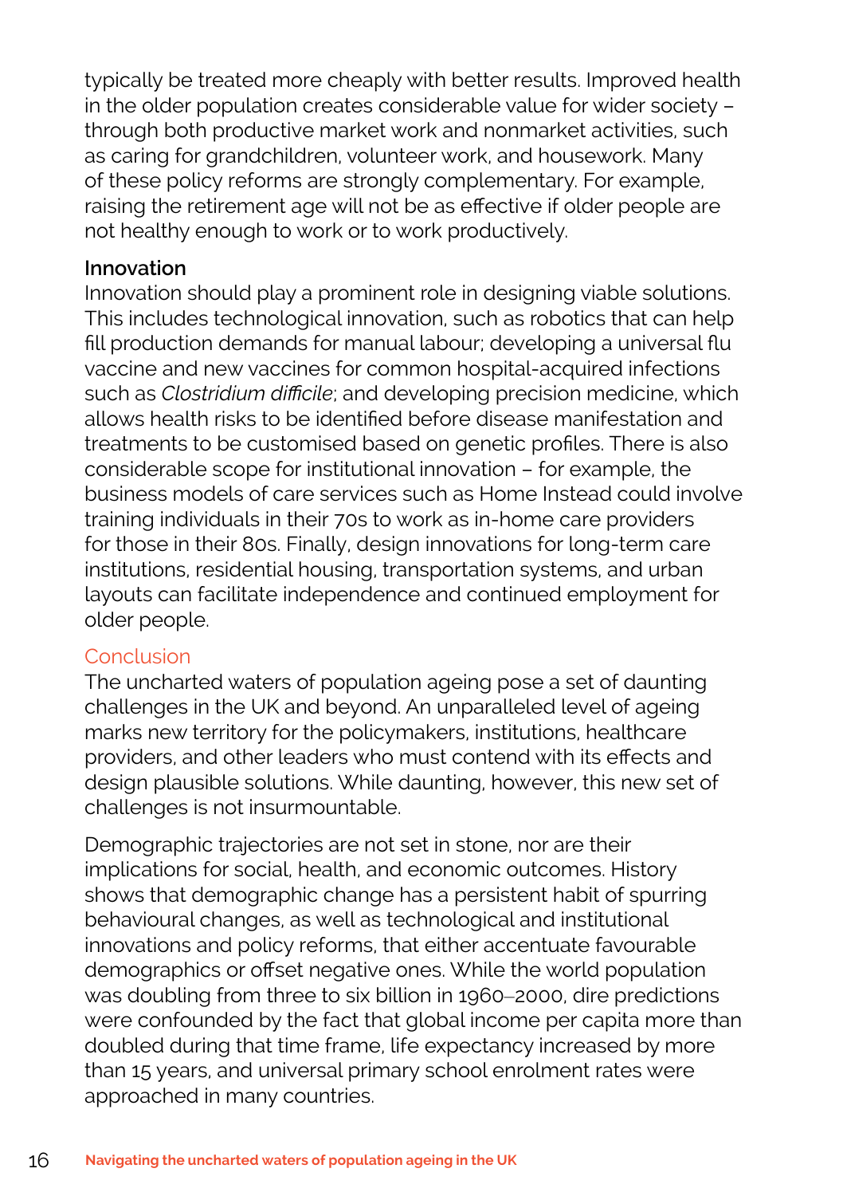typically be treated more cheaply with better results. Improved health in the older population creates considerable value for wider society – through both productive market work and nonmarket activities, such as caring for grandchildren, volunteer work, and housework. Many of these policy reforms are strongly complementary. For example, raising the retirement age will not be as effective if older people are not healthy enough to work or to work productively.

**Innovation**
Innovation should play a prominent role in designing viable solutions. This includes technological innovation, such as robotics that can help fill production demands for manual labour; developing a universal flu vaccine and new vaccines for common hospital-acquired infections such as *Clostridium difficile*; and developing precision medicine, which allows health risks to be identified before disease manifestation and treatments to be customised based on genetic profiles. There is also considerable scope for institutional innovation – for example, the business models of care services such as Home Instead could involve training individuals in their 70s to work as in-home care providers for those in their 80s. Finally, design innovations for long-term care institutions, residential housing, transportation systems, and urban layouts can facilitate independence and continued employment for older people.

## Conclusion

The uncharted waters of population ageing pose a set of daunting challenges in the UK and beyond. An unparalleled level of ageing marks new territory for the policymakers, institutions, healthcare providers, and other leaders who must contend with its effects and design plausible solutions. While daunting, however, this new set of challenges is not insurmountable.

Demographic trajectories are not set in stone, nor are their implications for social, health, and economic outcomes. History shows that demographic change has a persistent habit of spurring behavioural changes, as well as technological and institutional innovations and policy reforms, that either accentuate favourable demographics or offset negative ones. While the world population was doubling from three to six billion in 1960–2000, dire predictions were confounded by the fact that global income per capita more than doubled during that time frame, life expectancy increased by more than 15 years, and universal primary school enrolment rates were approached in many countries.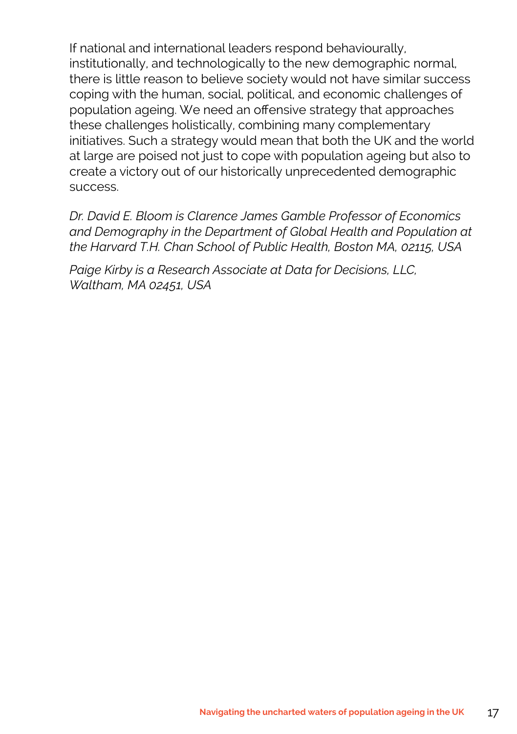If national and international leaders respond behaviourally, institutionally, and technologically to the new demographic normal, there is little reason to believe society would not have similar success coping with the human, social, political, and economic challenges of population ageing. We need an offensive strategy that approaches these challenges holistically, combining many complementary initiatives. Such a strategy would mean that both the UK and the world at large are poised not just to cope with population ageing but also to create a victory out of our historically unprecedented demographic success.

*Dr. David E. Bloom is Clarence James Gamble Professor of Economics and Demography in the Department of Global Health and Population at the Harvard T.H. Chan School of Public Health, Boston MA, 02115, USA*

*Paige Kirby is a Research Associate at Data for Decisions, LLC, Waltham, MA 02451, USA*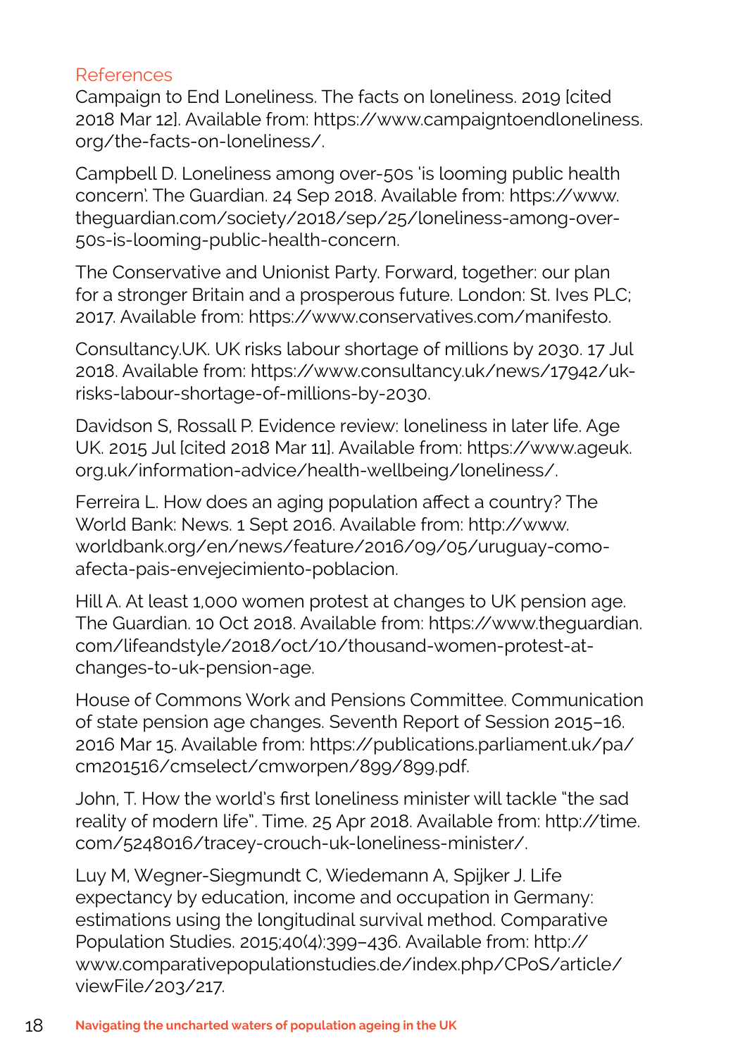## References

Campaign to End Loneliness. The facts on loneliness. 2019 [cited 2018 Mar 12]. Available from: https://www.campaigntoendloneliness.org/the-facts-on-loneliness/.

Campbell D. Loneliness among over-50s 'is looming public health concern'. The Guardian. 24 Sep 2018. Available from: https://www.theguardian.com/society/2018/sep/25/loneliness-among-over-50s-is-looming-public-health-concern.

The Conservative and Unionist Party. Forward, together: our plan for a stronger Britain and a prosperous future. London: St. Ives PLC; 2017. Available from: https://www.conservatives.com/manifesto.

Consultancy.UK. UK risks labour shortage of millions by 2030. 17 Jul 2018. Available from: https://www.consultancy.uk/news/17942/uk-risks-labour-shortage-of-millions-by-2030.

Davidson S, Rossall P. Evidence review: loneliness in later life. Age UK. 2015 Jul [cited 2018 Mar 11]. Available from: https://www.ageuk.org.uk/information-advice/health-wellbeing/loneliness/.

Ferreira L. How does an aging population affect a country? The World Bank: News. 1 Sept 2016. Available from: http://www.worldbank.org/en/news/feature/2016/09/05/uruguay-como-afecta-pais-envejecimiento-poblacion.

Hill A. At least 1,000 women protest at changes to UK pension age. The Guardian. 10 Oct 2018. Available from: https://www.theguardian.com/lifeandstyle/2018/oct/10/thousand-women-protest-at-changes-to-uk-pension-age.

House of Commons Work and Pensions Committee. Communication of state pension age changes. Seventh Report of Session 2015–16. 2016 Mar 15. Available from: https://publications.parliament.uk/pa/cm201516/cmselect/cmworpen/899/899.pdf.

John, T. How the world's first loneliness minister will tackle "the sad reality of modern life". Time. 25 Apr 2018. Available from: http://time.com/5248016/tracey-crouch-uk-loneliness-minister/.

Luy M, Wegner-Siegmundt C, Wiedemann A, Spijker J. Life expectancy by education, income and occupation in Germany: estimations using the longitudinal survival method. Comparative Population Studies. 2015;40(4):399–436. Available from: http://www.comparativepopulationstudies.de/index.php/CPoS/article/viewFile/203/217.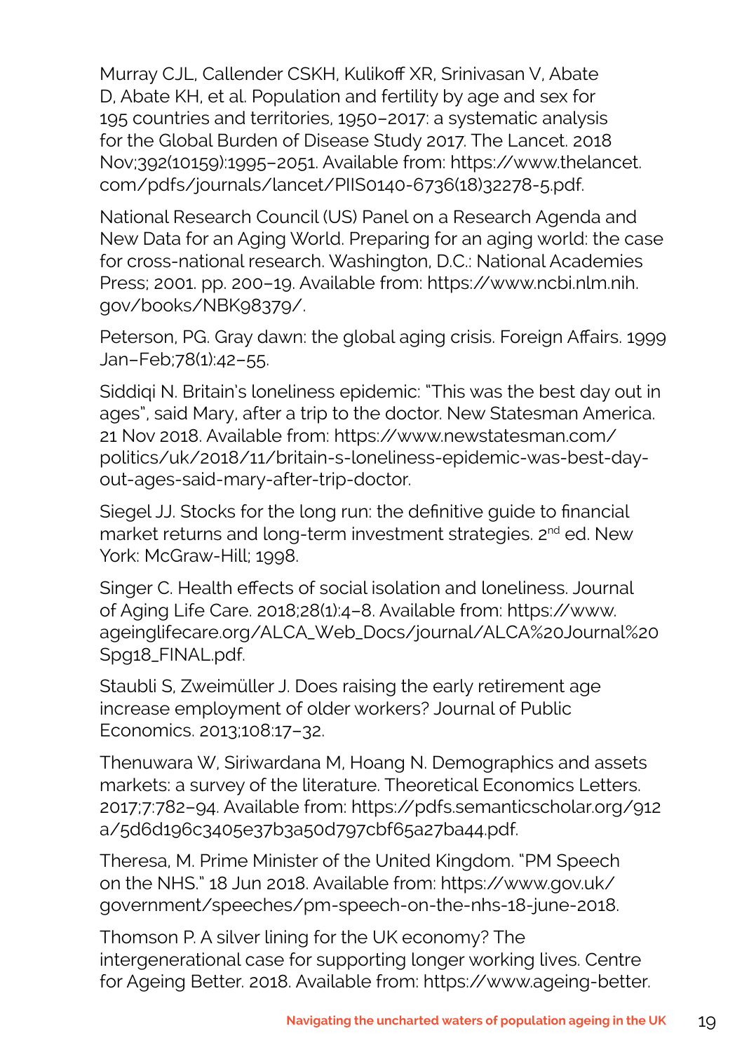Murray CJL, Callender CSKH, Kulikoff XR, Srinivasan V, Abate D, Abate KH, et al. Population and fertility by age and sex for 195 countries and territories, 1950–2017: a systematic analysis for the Global Burden of Disease Study 2017. The Lancet. 2018 Nov;392(10159):1995–2051. Available from: https://www.thelancet.com/pdfs/journals/lancet/PIIS0140-6736(18)32278-5.pdf.

National Research Council (US) Panel on a Research Agenda and New Data for an Aging World. Preparing for an aging world: the case for cross-national research. Washington, D.C.: National Academies Press; 2001. pp. 200–19. Available from: https://www.ncbi.nlm.nih.gov/books/NBK98379/.

Peterson, PG. Gray dawn: the global aging crisis. Foreign Affairs. 1999 Jan–Feb;78(1):42–55.

Siddiqi N. Britain's loneliness epidemic: "This was the best day out in ages", said Mary, after a trip to the doctor. New Statesman America. 21 Nov 2018. Available from: https://www.newstatesman.com/politics/uk/2018/11/britain-s-loneliness-epidemic-was-best-day-out-ages-said-mary-after-trip-doctor.

Siegel JJ. Stocks for the long run: the definitive guide to financial market returns and long-term investment strategies. 2nd ed. New York: McGraw-Hill; 1998.

Singer C. Health effects of social isolation and loneliness. Journal of Aging Life Care. 2018;28(1):4–8. Available from: https://www.ageinglifecare.org/ALCA_Web_Docs/journal/ALCA%20Journal%20Spg18_FINAL.pdf.

Staubli S, Zweimüller J. Does raising the early retirement age increase employment of older workers? Journal of Public Economics. 2013;108:17–32.

Thenuwara W, Siriwardana M, Hoang N. Demographics and assets markets: a survey of the literature. Theoretical Economics Letters. 2017;7:782–94. Available from: https://pdfs.semanticscholar.org/912a/5d6d196c3405e37b3a50d797cbf65a27ba44.pdf.

Theresa, M. Prime Minister of the United Kingdom. "PM Speech on the NHS." 18 Jun 2018. Available from: https://www.gov.uk/government/speeches/pm-speech-on-the-nhs-18-june-2018.

Thomson P. A silver lining for the UK economy? The intergenerational case for supporting longer working lives. Centre for Ageing Better. 2018. Available from: https://www.ageing-better.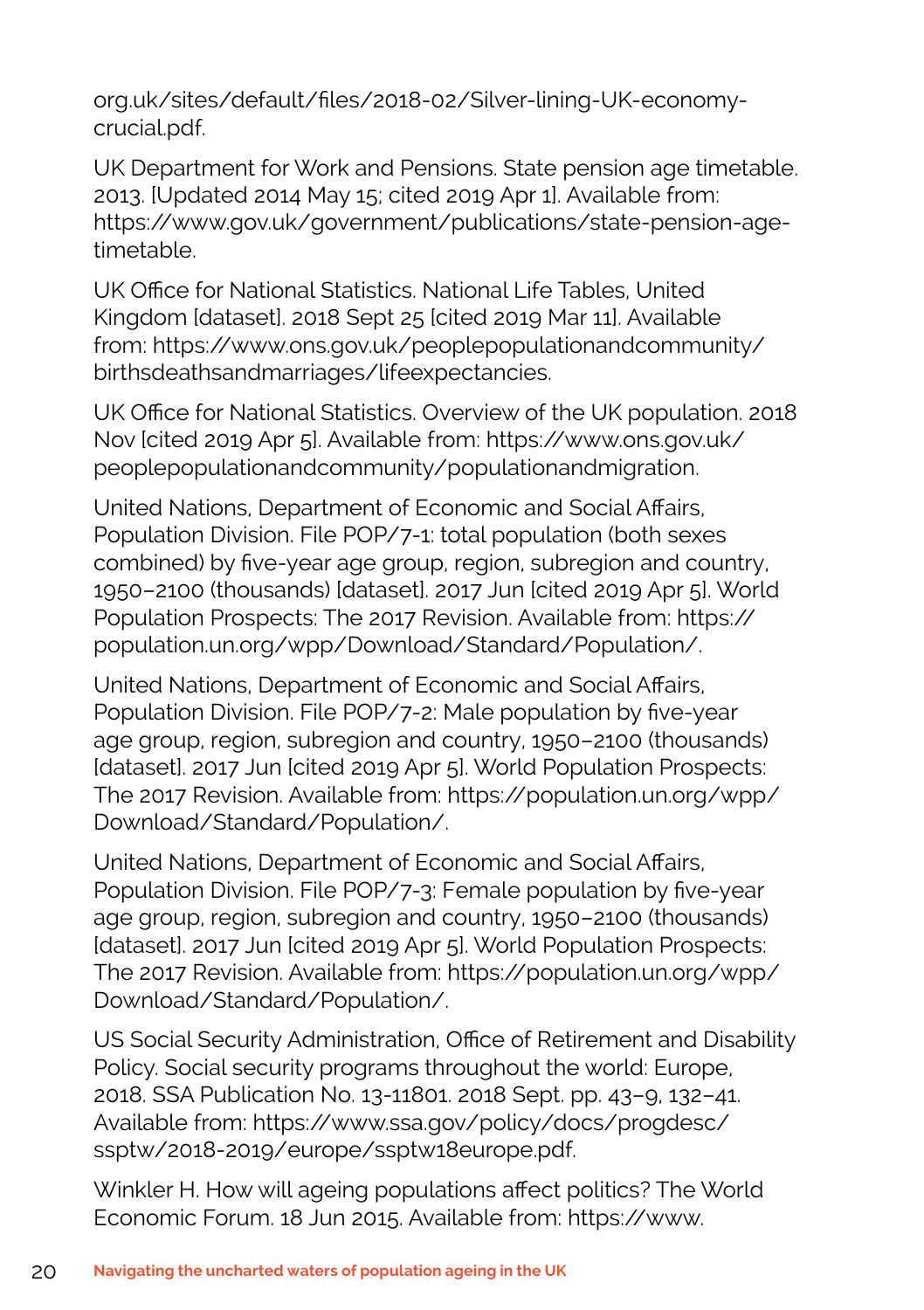org.uk/sites/default/files/2018-02/Silver-lining-UK-economy-crucial.pdf.

UK Department for Work and Pensions. State pension age timetable. 2013. [Updated 2014 May 15; cited 2019 Apr 1]. Available from: https://www.gov.uk/government/publications/state-pension-age-timetable.

UK Office for National Statistics. National Life Tables, United Kingdom [dataset]. 2018 Sept 25 [cited 2019 Mar 11]. Available from: https://www.ons.gov.uk/peoplepopulationandcommunity/birthsdeathsandmarriages/lifeexpectancies.

UK Office for National Statistics. Overview of the UK population. 2018 Nov [cited 2019 Apr 5]. Available from: https://www.ons.gov.uk/peoplepopulationandcommunity/populationandmigration.

United Nations, Department of Economic and Social Affairs, Population Division. File POP/7-1: total population (both sexes combined) by five-year age group, region, subregion and country, 1950–2100 (thousands) [dataset]. 2017 Jun [cited 2019 Apr 5]. World Population Prospects: The 2017 Revision. Available from: https://population.un.org/wpp/Download/Standard/Population/.

United Nations, Department of Economic and Social Affairs, Population Division. File POP/7-2: Male population by five-year age group, region, subregion and country, 1950–2100 (thousands) [dataset]. 2017 Jun [cited 2019 Apr 5]. World Population Prospects: The 2017 Revision. Available from: https://population.un.org/wpp/Download/Standard/Population/.

United Nations, Department of Economic and Social Affairs, Population Division. File POP/7-3: Female population by five-year age group, region, subregion and country, 1950–2100 (thousands) [dataset]. 2017 Jun [cited 2019 Apr 5]. World Population Prospects: The 2017 Revision. Available from: https://population.un.org/wpp/Download/Standard/Population/.

US Social Security Administration, Office of Retirement and Disability Policy. Social security programs throughout the world: Europe, 2018. SSA Publication No. 13-11801. 2018 Sept. pp. 43–9, 132–41. Available from: https://www.ssa.gov/policy/docs/progdesc/ssptw/2018-2019/europe/ssptw18europe.pdf.

Winkler H. How will ageing populations affect politics? The World Economic Forum. 18 Jun 2015. Available from: https://www.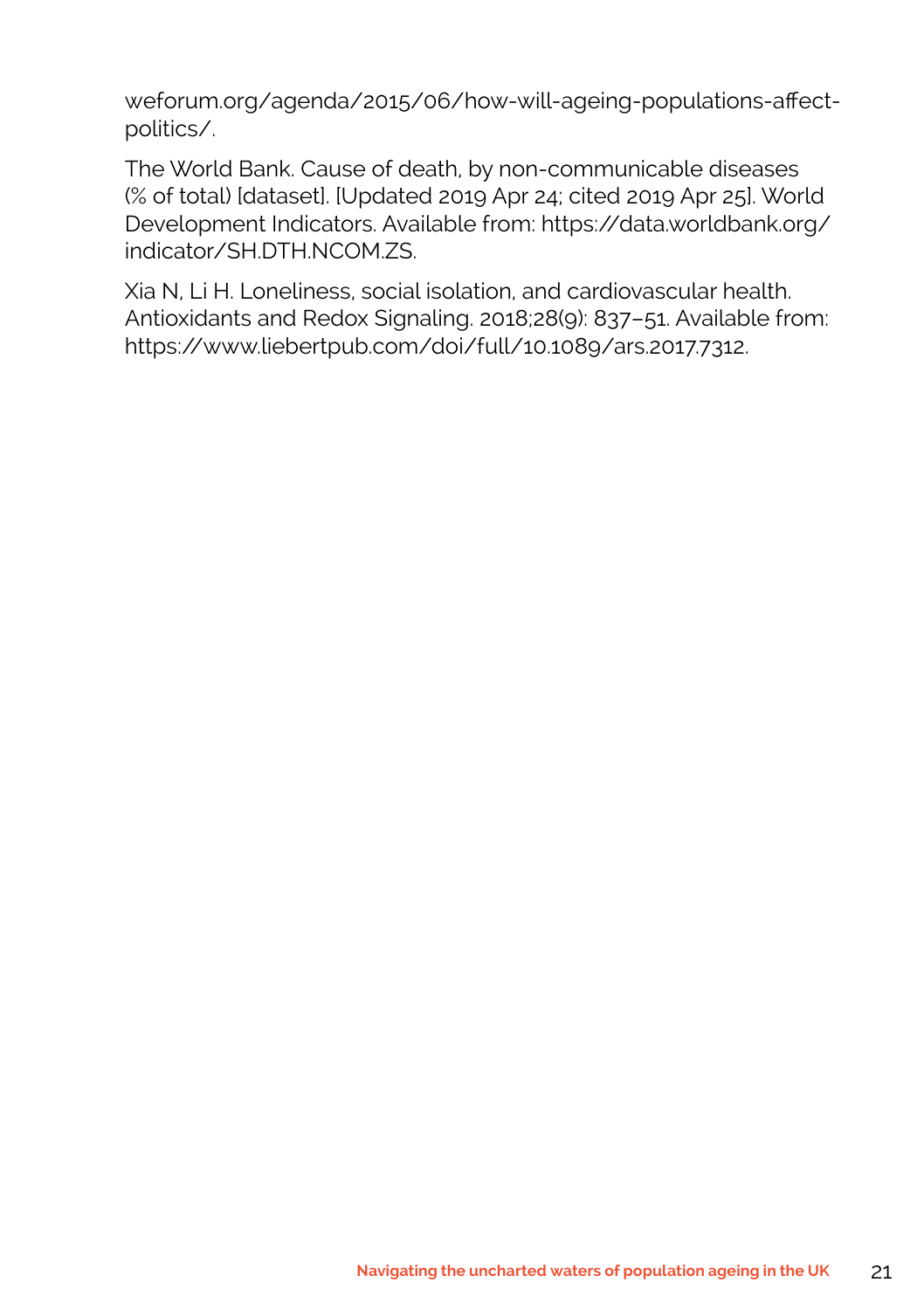weforum.org/agenda/2015/06/how-will-ageing-populations-affect-politics/.

The World Bank. Cause of death, by non-communicable diseases (% of total) [dataset]. [Updated 2019 Apr 24; cited 2019 Apr 25]. World Development Indicators. Available from: https://data.worldbank.org/indicator/SH.DTH.NCOM.ZS.

Xia N, Li H. Loneliness, social isolation, and cardiovascular health. Antioxidants and Redox Signaling. 2018;28(9): 837–51. Available from: https://www.liebertpub.com/doi/full/10.1089/ars.2017.7312.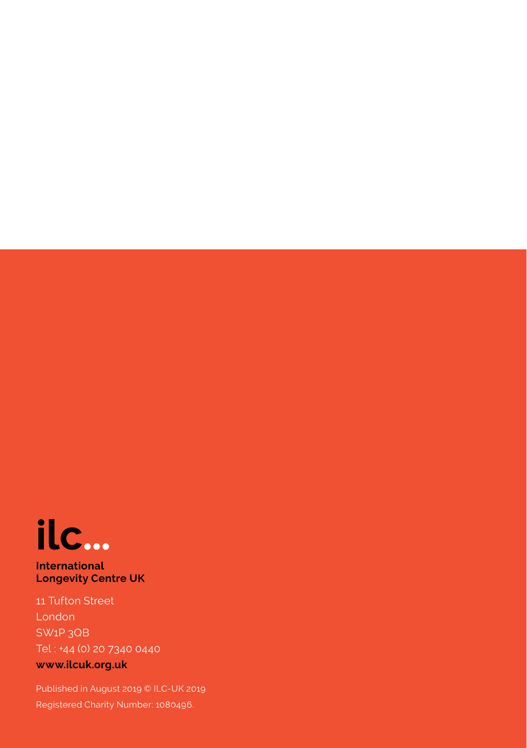ilc...

**International Longevity Centre UK**

11 Tufton Street
London
SW1P 3QB
Tel : +44 (0) 20 7340 0440
**www.ilcuk.org.uk**

Published in August 2019 © ILC-UK 2019
Registered Charity Number: 1080496.